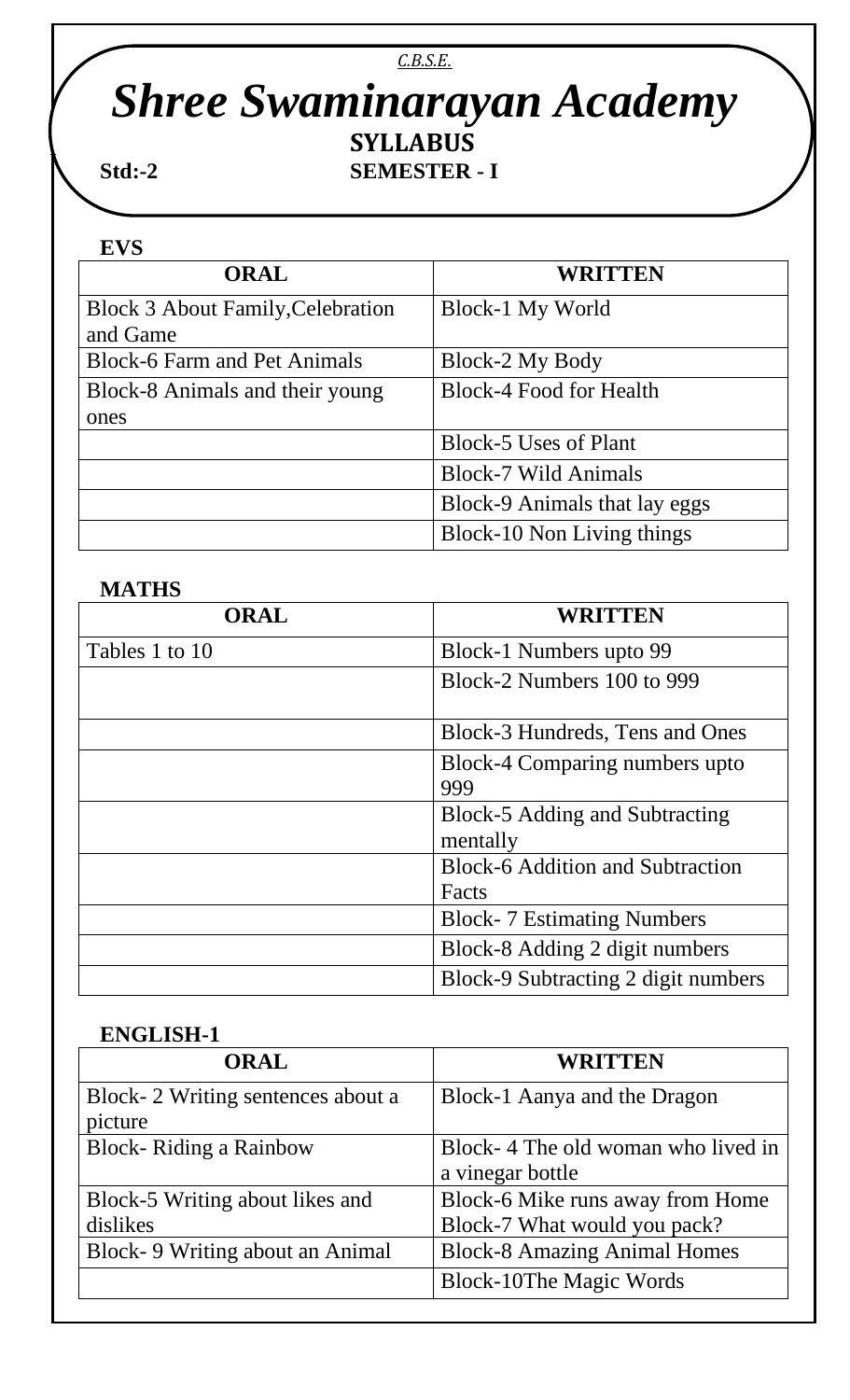*C.B.S.E.*

# *Shree Swaminarayan Academy*

**SYLLABUS**

**Std:-2** **SEMESTER - I**

**EVS**

| ORAL | WRITTEN |
|---|---|
| Block 3 About Family,Celebration and Game | Block-1 My World |
| Block-6 Farm and Pet Animals | Block-2 My Body |
| Block-8 Animals and their young ones | Block-4 Food for Health |
| | Block-5 Uses of Plant |
| | Block-7 Wild Animals |
| | Block-9 Animals that lay eggs |
| | Block-10 Non Living things |

**MATHS**

| ORAL | WRITTEN |
|---|---|
| Tables 1 to 10 | Block-1 Numbers upto 99 |
| | Block-2 Numbers 100 to 999 |
| | Block-3 Hundreds, Tens and Ones |
| | Block-4 Comparing numbers upto 999 |
| | Block-5 Adding and Subtracting mentally |
| | Block-6 Addition and Subtraction Facts |
| | Block- 7 Estimating Numbers |
| | Block-8 Adding 2 digit numbers |
| | Block-9 Subtracting 2 digit numbers |

**ENGLISH-1**

| ORAL | WRITTEN |
|---|---|
| Block- 2 Writing sentences about a picture | Block-1 Aanya and the Dragon |
| Block- Riding a Rainbow | Block- 4 The old woman who lived in a vinegar bottle |
| Block-5 Writing about likes and dislikes | Block-6 Mike runs away from Home Block-7 What would you pack? |
| Block- 9 Writing about an Animal | Block-8 Amazing Animal Homes |
| | Block-10The Magic Words |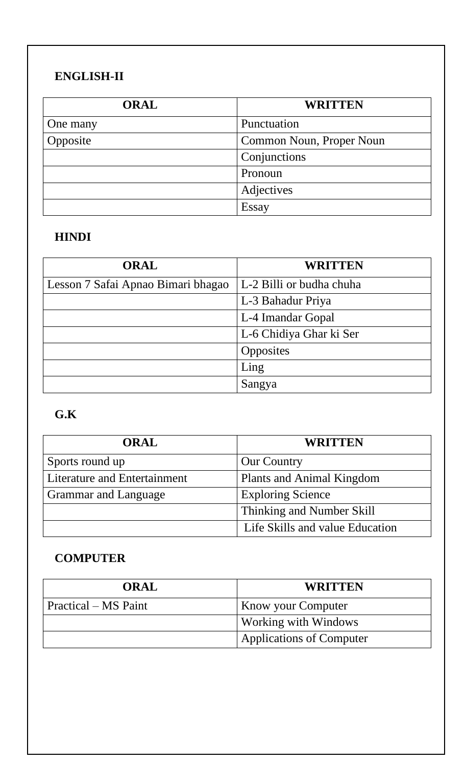**ENGLISH-II**

| ORAL | WRITTEN |
|---|---|
| One many | Punctuation |
| Opposite | Common Noun, Proper Noun |
| | Conjunctions |
| | Pronoun |
| | Adjectives |
| | Essay |

**HINDI**

| ORAL | WRITTEN |
|---|---|
| Lesson 7 Safai Apnao Bimari bhagao | L-2 Billi or budha chuha |
| | L-3 Bahadur Priya |
| | L-4 Imandar Gopal |
| | L-6 Chidiya Ghar ki Ser |
| | Opposites |
| | Ling |
| | Sangya |

**G.K**

| ORAL | WRITTEN |
|---|---|
| Sports round up | Our Country |
| Literature and Entertainment | Plants and Animal Kingdom |
| Grammar and Language | Exploring Science |
| | Thinking and Number Skill |
| | Life Skills and value Education |

**COMPUTER**

| ORAL | WRITTEN |
|---|---|
| Practical – MS Paint | Know your Computer |
| | Working with Windows |
| | Applications of Computer |